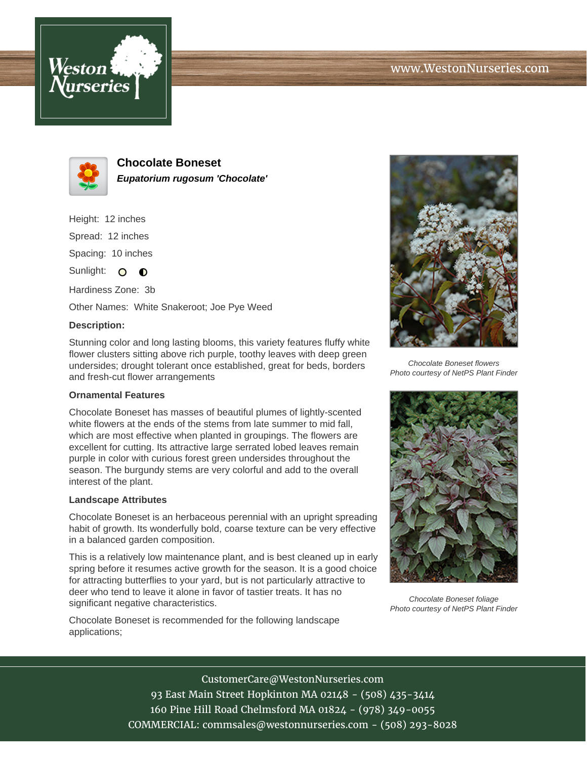# Chocolate Boneset

***Eupatorium rugosum 'Chocolate'***

Height: 12 inches

Spread: 12 inches

Spacing: 10 inches

Sunlight:

Hardiness Zone: 3b

Other Names: White Snakeroot; Joe Pye Weed

**Description:**

Stunning color and long lasting blooms, this variety features fluffy white flower clusters sitting above rich purple, toothy leaves with deep green undersides; drought tolerant once established, great for beds, borders and fresh-cut flower arrangements

### Ornamental Features

Chocolate Boneset has masses of beautiful plumes of lightly-scented white flowers at the ends of the stems from late summer to mid fall, which are most effective when planted in groupings. The flowers are excellent for cutting. Its attractive large serrated lobed leaves remain purple in color with curious forest green undersides throughout the season. The burgundy stems are very colorful and add to the overall interest of the plant.

### Landscape Attributes

Chocolate Boneset is an herbaceous perennial with an upright spreading habit of growth. Its wonderfully bold, coarse texture can be very effective in a balanced garden composition.

This is a relatively low maintenance plant, and is best cleaned up in early spring before it resumes active growth for the season. It is a good choice for attracting butterflies to your yard, but is not particularly attractive to deer who tend to leave it alone in favor of tastier treats. It has no significant negative characteristics.

Chocolate Boneset is recommended for the following landscape applications;

*Chocolate Boneset flowers*
*Photo courtesy of NetPS Plant Finder*

*Chocolate Boneset foliage*
*Photo courtesy of NetPS Plant Finder*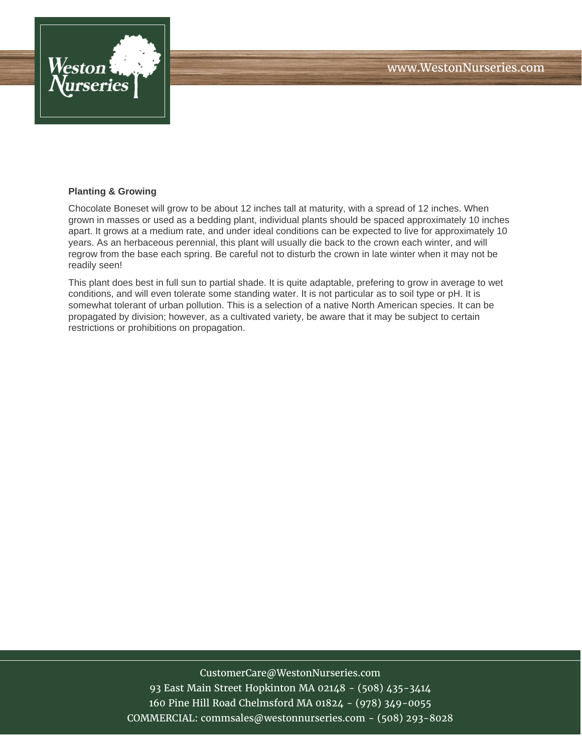**Planting & Growing**

Chocolate Boneset will grow to be about 12 inches tall at maturity, with a spread of 12 inches. When grown in masses or used as a bedding plant, individual plants should be spaced approximately 10 inches apart. It grows at a medium rate, and under ideal conditions can be expected to live for approximately 10 years. As an herbaceous perennial, this plant will usually die back to the crown each winter, and will regrow from the base each spring. Be careful not to disturb the crown in late winter when it may not be readily seen!

This plant does best in full sun to partial shade. It is quite adaptable, prefering to grow in average to wet conditions, and will even tolerate some standing water. It is not particular as to soil type or pH. It is somewhat tolerant of urban pollution. This is a selection of a native North American species. It can be propagated by division; however, as a cultivated variety, be aware that it may be subject to certain restrictions or prohibitions on propagation.